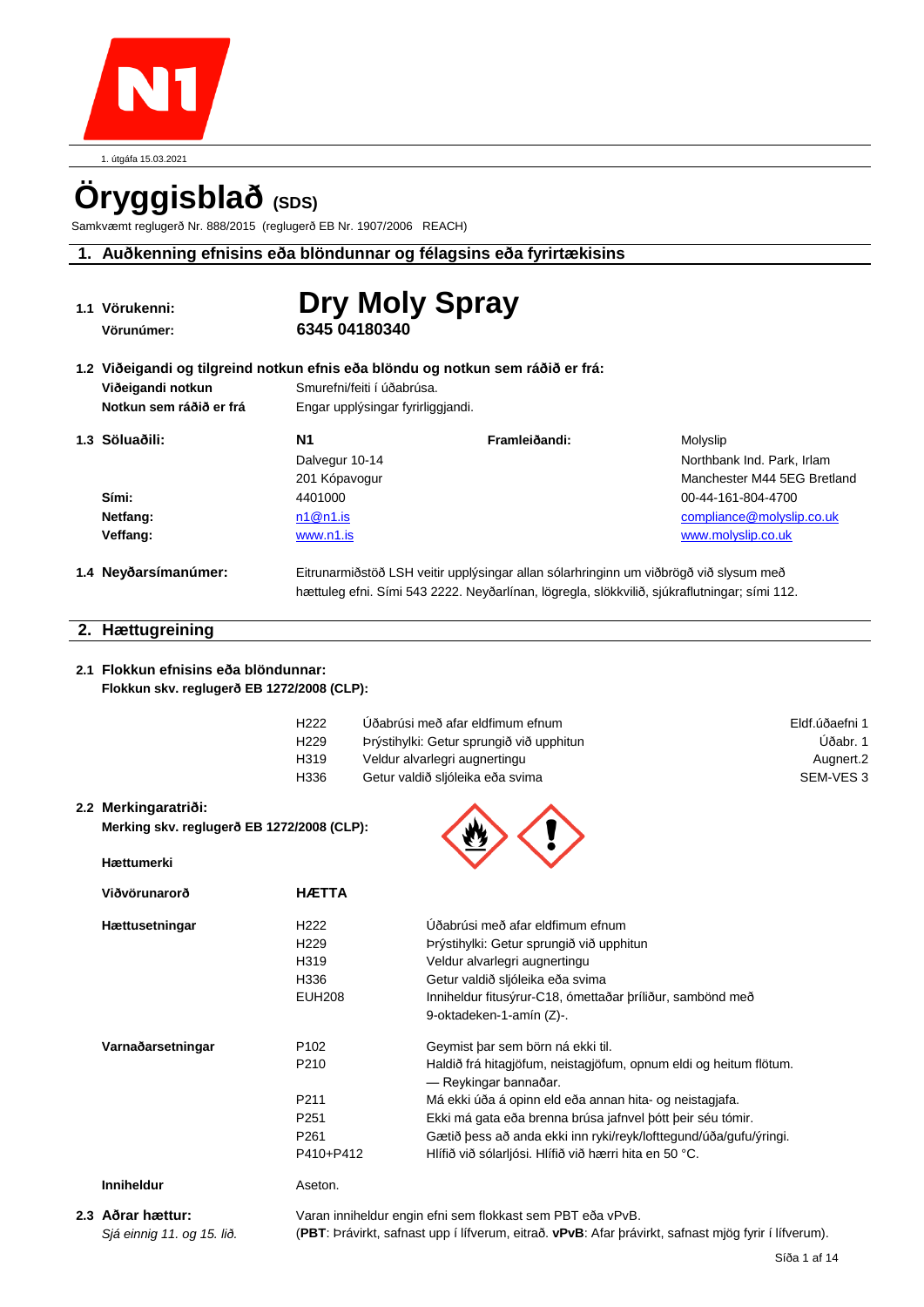1. útgáfa 15.03.2021

# Öryggisblað (SDS)

Samkvæmt reglugerð Nr. 888/2015 (reglugerð EB Nr. 1907/2006 REACH)

## 1. Auðkenning efnisins eða blöndunnar og félagsins eða fyrirtækisins

**1.1 Vörukenni:** **Dry Moly Spray**

**Vörunúmer:** **6345 04180340**

**1.2 Viðeigandi og tilgreind notkun efnis eða blöndu og notkun sem ráðið er frá:**

**Viðeigandi notkun** Smurefni/feiti í úðabrúsa.

**Notkun sem ráðið er frá** Engar upplýsingar fyrirliggjandi.

| | | | |
|---|---|---|---|
| **1.3 Söluaðili:** | **N1** | **Framleiðandi:** | Molyslip |
| | Dalvegur 10-14 | | Northbank Ind. Park, Irlam |
| | 201 Kópavogur | | Manchester M44 5EG Bretland |
| **Sími:** | 4401000 | | 00-44-161-804-4700 |
| **Netfang:** | n1@n1.is | | compliance@molyslip.co.uk |
| **Veffang:** | www.n1.is | | www.molyslip.co.uk |

**1.4 Neyðarsímanúmer:** Eitrunarmiðstöð LSH veitir upplýsingar allan sólarhringinn um viðbrögð við slysum með hættuleg efni. Sími 543 2222. Neyðarlínan, lögregla, slökkvilið, sjúkraflutningar; sími 112.

## 2. Hættugreining

**2.1 Flokkun efnisins eða blöndunnar:**

**Flokkun skv. reglugerð EB 1272/2008 (CLP):**

| | | |
|---|---|---|
| H222 | Úðabrúsi með afar eldfimum efnum | Eldf.úðaefni 1 |
| H229 | Þrýstihylki: Getur sprungið við upphitun | Úðabr. 1 |
| H319 | Veldur alvarlegri augnertingu | Augnert.2 |
| H336 | Getur valdið sljóleika eða svima | SEM-VES 3 |

**2.2 Merkingaratriði:**

**Merking skv. reglugerð EB 1272/2008 (CLP):**

**Hættumerki**

**Viðvörunarorð** **HÆTTA**

**Hættusetningar**

| | |
|---|---|
| H222 | Úðabrúsi með afar eldfimum efnum |
| H229 | Þrýstihylki: Getur sprungið við upphitun |
| H319 | Veldur alvarlegri augnertingu |
| H336 | Getur valdið sljóleika eða svima |
| EUH208 | Inniheldur fitusýrur-C18, ómettaðar þríliður, sambönd með 9-oktadeken-1-amín (Z)-. |

**Varnaðarsetningar**

| | |
|---|---|
| P102 | Geymist þar sem börn ná ekki til. |
| P210 | Haldið frá hitagjöfum, neistagjöfum, opnum eldi og heitum flötum. — Reykingar bannaðar. |
| P211 | Má ekki úða á opinn eld eða annan hita- og neistagjafa. |
| P251 | Ekki má gata eða brenna brúsa jafnvel þótt þeir séu tómir. |
| P261 | Gætið þess að anda ekki inn ryki/reyk/lofttegund/úða/gufu/ýringi. |
| P410+P412 | Hlífið við sólarljósi. Hlífið við hærri hita en 50 °C. |

**Inniheldur** Aseton.

**2.3 Aðrar hættur:** Varan inniheldur engin efni sem flokkast sem PBT eða vPvB.

*Sjá einnig 11. og 15. lið.* (**PBT**: Þrávirkt, safnast upp í lífverum, eitrað. **vPvB**: Afar þrávirkt, safnast mjög fyrir í lífverum).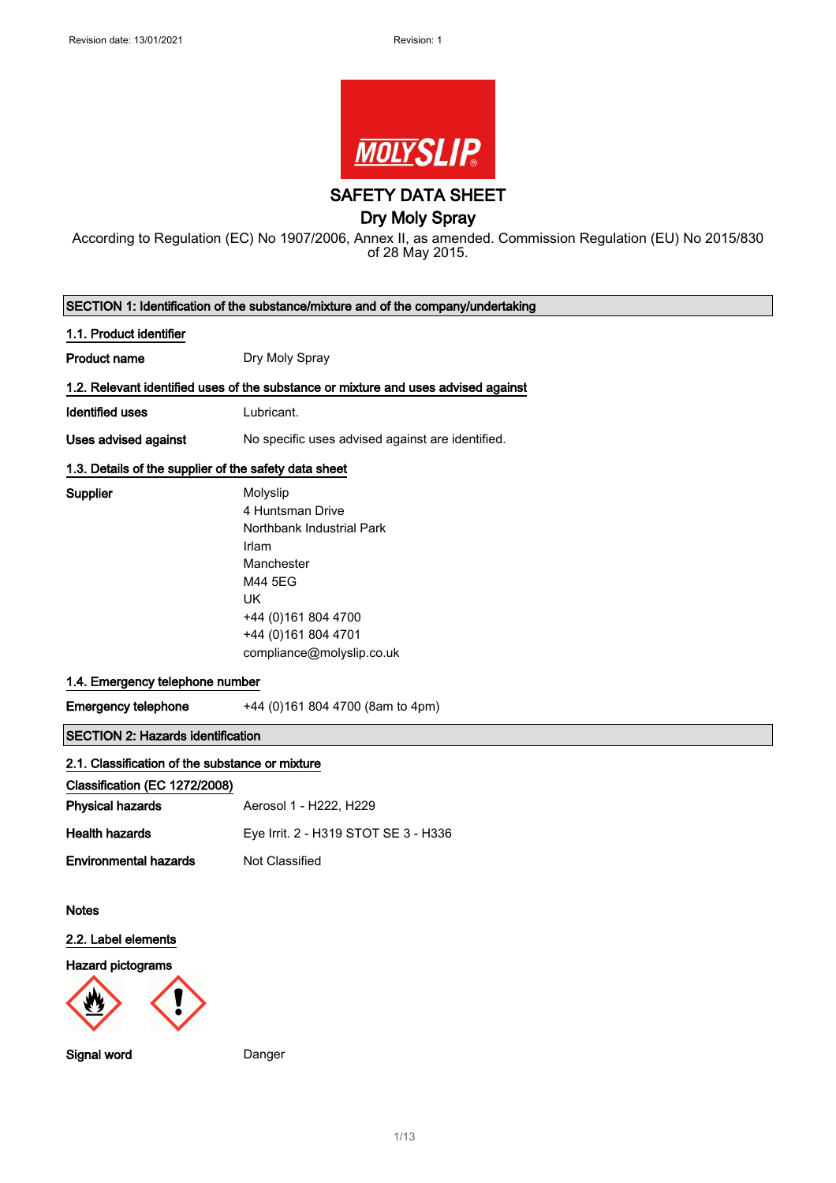# SAFETY DATA SHEET

## Dry Moly Spray

According to Regulation (EC) No 1907/2006, Annex II, as amended. Commission Regulation (EU) No 2015/830 of 28 May 2015.

## SECTION 1: Identification of the substance/mixture and of the company/undertaking

### 1.1. Product identifier

**Product name** Dry Moly Spray

### 1.2. Relevant identified uses of the substance or mixture and uses advised against

**Identified uses** Lubricant.

**Uses advised against** No specific uses advised against are identified.

### 1.3. Details of the supplier of the safety data sheet

**Supplier**

Molyslip
4 Huntsman Drive
Northbank Industrial Park
Irlam
Manchester
M44 5EG
UK
+44 (0)161 804 4700
+44 (0)161 804 4701
compliance@molyslip.co.uk

### 1.4. Emergency telephone number

**Emergency telephone** +44 (0)161 804 4700 (8am to 4pm)

## SECTION 2: Hazards identification

### 2.1. Classification of the substance or mixture

**Classification (EC 1272/2008)**

**Physical hazards** Aerosol 1 - H222, H229

**Health hazards** Eye Irrit. 2 - H319 STOT SE 3 - H336

**Environmental hazards** Not Classified

**Notes**

### 2.2. Label elements

**Hazard pictograms**

**Signal word** Danger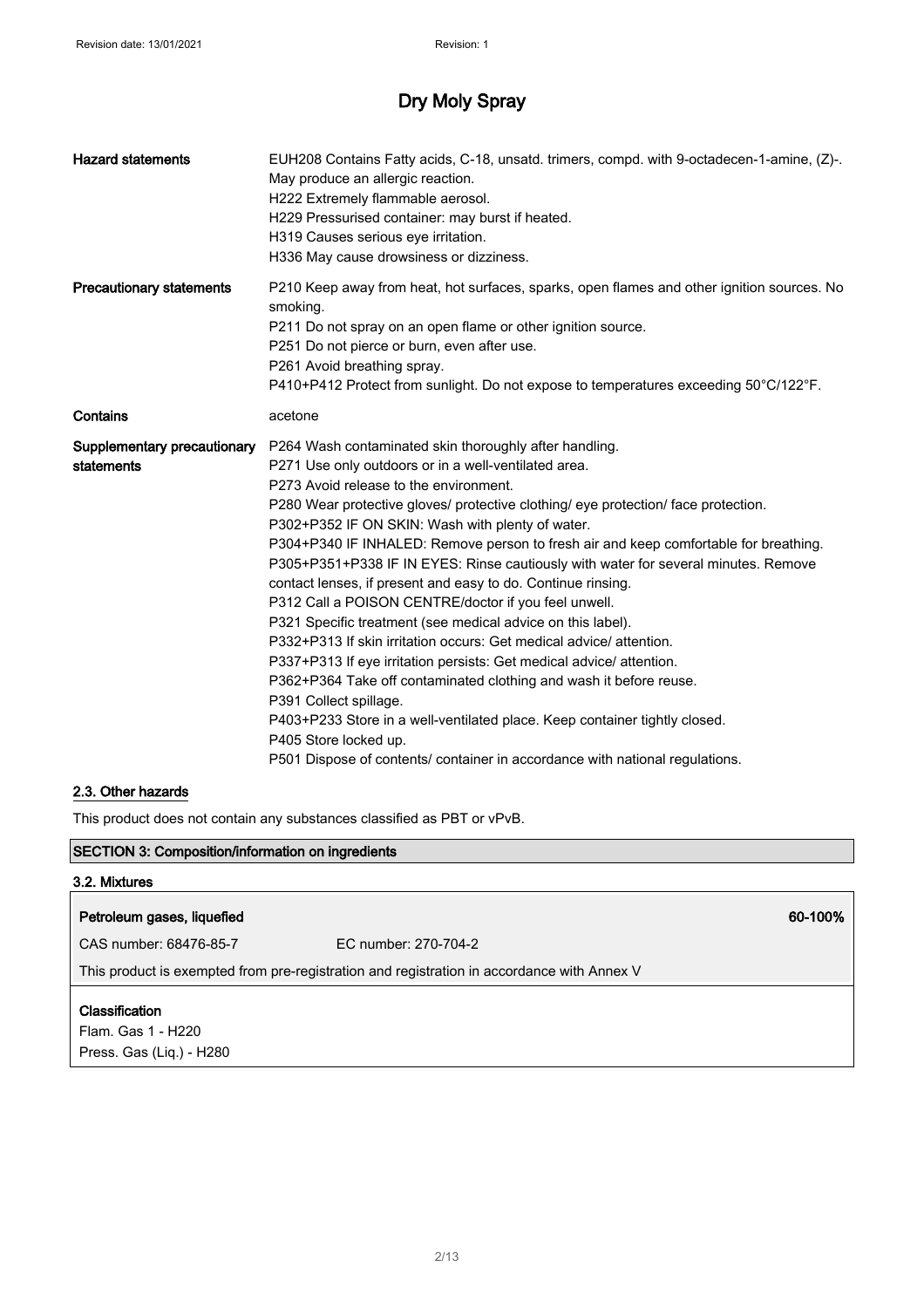| | |
|---|---|
| **Hazard statements** | EUH208 Contains Fatty acids, C-18, unsatd. trimers, compd. with 9-octadecen-1-amine, (Z)-. May produce an allergic reaction.<br>H222 Extremely flammable aerosol.<br>H229 Pressurised container: may burst if heated.<br>H319 Causes serious eye irritation.<br>H336 May cause drowsiness or dizziness. |
| **Precautionary statements** | P210 Keep away from heat, hot surfaces, sparks, open flames and other ignition sources. No smoking.<br>P211 Do not spray on an open flame or other ignition source.<br>P251 Do not pierce or burn, even after use.<br>P261 Avoid breathing spray.<br>P410+P412 Protect from sunlight. Do not expose to temperatures exceeding 50°C/122°F. |
| **Contains** | acetone |
| **Supplementary precautionary statements** | P264 Wash contaminated skin thoroughly after handling.<br>P271 Use only outdoors or in a well-ventilated area.<br>P273 Avoid release to the environment.<br>P280 Wear protective gloves/ protective clothing/ eye protection/ face protection.<br>P302+P352 IF ON SKIN: Wash with plenty of water.<br>P304+P340 IF INHALED: Remove person to fresh air and keep comfortable for breathing.<br>P305+P351+P338 IF IN EYES: Rinse cautiously with water for several minutes. Remove contact lenses, if present and easy to do. Continue rinsing.<br>P312 Call a POISON CENTRE/doctor if you feel unwell.<br>P321 Specific treatment (see medical advice on this label).<br>P332+P313 If skin irritation occurs: Get medical advice/ attention.<br>P337+P313 If eye irritation persists: Get medical advice/ attention.<br>P362+P364 Take off contaminated clothing and wash it before reuse.<br>P391 Collect spillage.<br>P403+P233 Store in a well-ventilated place. Keep container tightly closed.<br>P405 Store locked up.<br>P501 Dispose of contents/ container in accordance with national regulations. |

### 2.3. Other hazards

This product does not contain any substances classified as PBT or vPvB.

## SECTION 3: Composition/information on ingredients

### 3.2. Mixtures

**Petroleum gases, liquefied** 60-100%

CAS number: 68476-85-7 EC number: 270-704-2

This product is exempted from pre-registration and registration in accordance with Annex V

**Classification**

Flam. Gas 1 - H220

Press. Gas (Liq.) - H280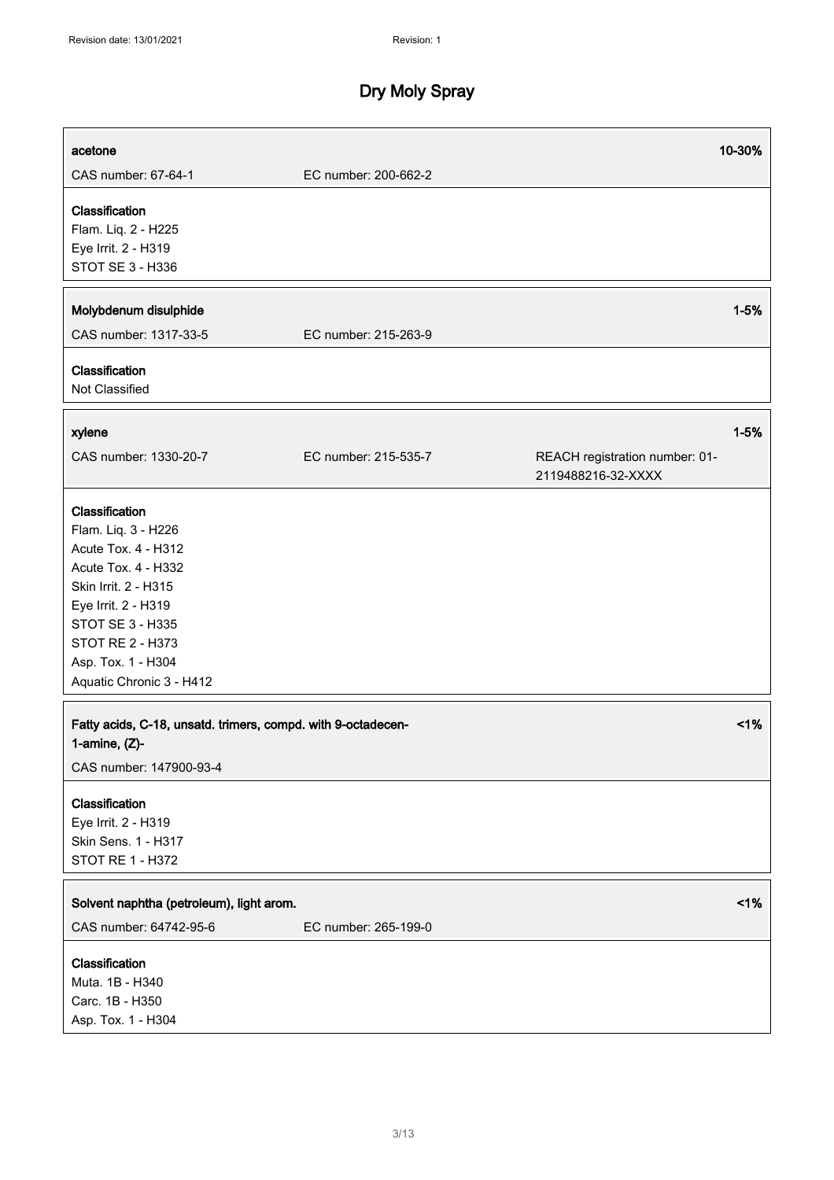| **acetone** | | **10-30%** |
|---|---|---|
| CAS number: 67-64-1 | EC number: 200-662-2 | |

**Classification**
Flam. Liq. 2 - H225
Eye Irrit. 2 - H319
STOT SE 3 - H336

| **Molybdenum disulphide** | | **1-5%** |
|---|---|---|
| CAS number: 1317-33-5 | EC number: 215-263-9 | |

**Classification**
Not Classified

| **xylene** | | **1-5%** |
|---|---|---|
| CAS number: 1330-20-7 | EC number: 215-535-7 | REACH registration number: 01-2119488216-32-XXXX |

**Classification**
Flam. Liq. 3 - H226
Acute Tox. 4 - H312
Acute Tox. 4 - H332
Skin Irrit. 2 - H315
Eye Irrit. 2 - H319
STOT SE 3 - H335
STOT RE 2 - H373
Asp. Tox. 1 - H304
Aquatic Chronic 3 - H412

| **Fatty acids, C-18, unsatd. trimers, compd. with 9-octadecen-1-amine, (Z)-** | **<1%** |
|---|---|
| CAS number: 147900-93-4 | |

**Classification**
Eye Irrit. 2 - H319
Skin Sens. 1 - H317
STOT RE 1 - H372

| **Solvent naphtha (petroleum), light arom.** | | **<1%** |
|---|---|---|
| CAS number: 64742-95-6 | EC number: 265-199-0 | |

**Classification**
Muta. 1B - H340
Carc. 1B - H350
Asp. Tox. 1 - H304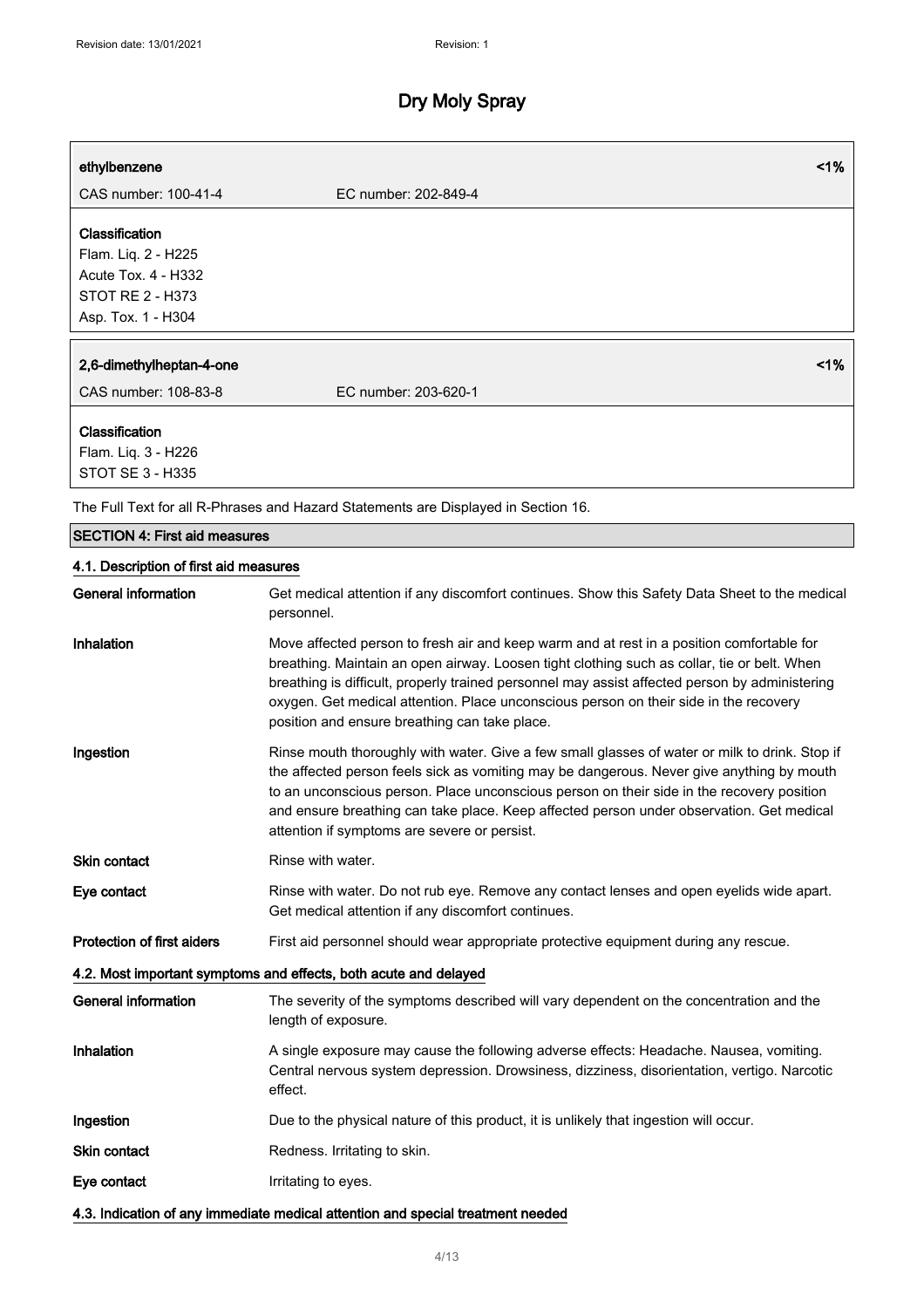| ethylbenzene | | <1% |
|---|---|---|
| CAS number: 100-41-4 | EC number: 202-849-4 | |

**Classification**
Flam. Liq. 2 - H225
Acute Tox. 4 - H332
STOT RE 2 - H373
Asp. Tox. 1 - H304

| 2,6-dimethylheptan-4-one | | <1% |
|---|---|---|
| CAS number: 108-83-8 | EC number: 203-620-1 | |

**Classification**
Flam. Liq. 3 - H226
STOT SE 3 - H335

The Full Text for all R-Phrases and Hazard Statements are Displayed in Section 16.

## SECTION 4: First aid measures

### 4.1. Description of first aid measures

| | |
|---|---|
| **General information** | Get medical attention if any discomfort continues. Show this Safety Data Sheet to the medical personnel. |
| **Inhalation** | Move affected person to fresh air and keep warm and at rest in a position comfortable for breathing. Maintain an open airway. Loosen tight clothing such as collar, tie or belt. When breathing is difficult, properly trained personnel may assist affected person by administering oxygen. Get medical attention. Place unconscious person on their side in the recovery position and ensure breathing can take place. |
| **Ingestion** | Rinse mouth thoroughly with water. Give a few small glasses of water or milk to drink. Stop if the affected person feels sick as vomiting may be dangerous. Never give anything by mouth to an unconscious person. Place unconscious person on their side in the recovery position and ensure breathing can take place. Keep affected person under observation. Get medical attention if symptoms are severe or persist. |
| **Skin contact** | Rinse with water. |
| **Eye contact** | Rinse with water. Do not rub eye. Remove any contact lenses and open eyelids wide apart. Get medical attention if any discomfort continues. |
| **Protection of first aiders** | First aid personnel should wear appropriate protective equipment during any rescue. |

### 4.2. Most important symptoms and effects, both acute and delayed

| | |
|---|---|
| **General information** | The severity of the symptoms described will vary dependent on the concentration and the length of exposure. |
| **Inhalation** | A single exposure may cause the following adverse effects: Headache. Nausea, vomiting. Central nervous system depression. Drowsiness, dizziness, disorientation, vertigo. Narcotic effect. |
| **Ingestion** | Due to the physical nature of this product, it is unlikely that ingestion will occur. |
| **Skin contact** | Redness. Irritating to skin. |
| **Eye contact** | Irritating to eyes. |

### 4.3. Indication of any immediate medical attention and special treatment needed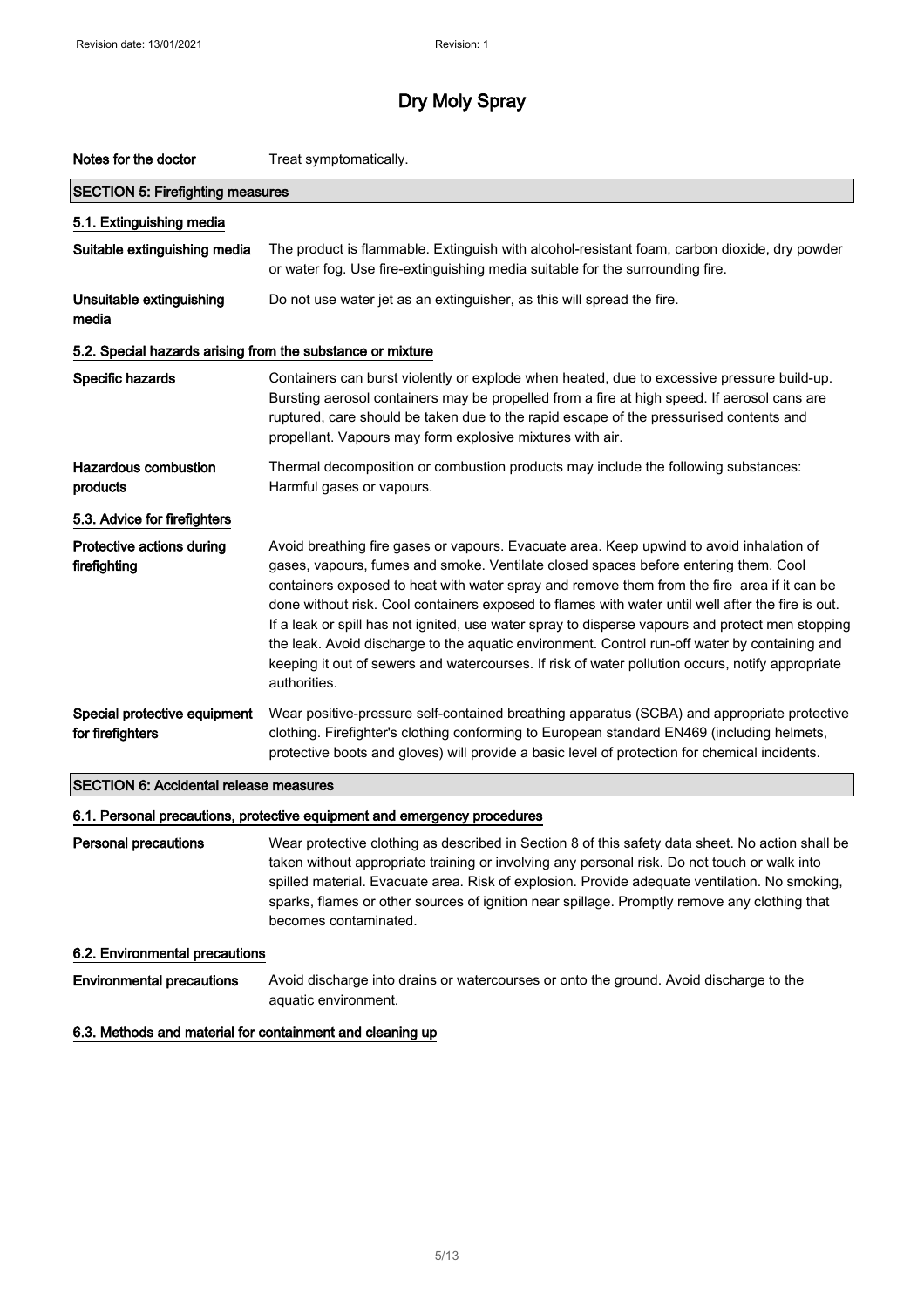| | |
|---|---|
| **Notes for the doctor** | Treat symptomatically. |

## SECTION 5: Firefighting measures

### 5.1. Extinguishing media

| | |
|---|---|
| **Suitable extinguishing media** | The product is flammable. Extinguish with alcohol-resistant foam, carbon dioxide, dry powder or water fog. Use fire-extinguishing media suitable for the surrounding fire. |
| **Unsuitable extinguishing media** | Do not use water jet as an extinguisher, as this will spread the fire. |

### 5.2. Special hazards arising from the substance or mixture

| | |
|---|---|
| **Specific hazards** | Containers can burst violently or explode when heated, due to excessive pressure build-up. Bursting aerosol containers may be propelled from a fire at high speed. If aerosol cans are ruptured, care should be taken due to the rapid escape of the pressurised contents and propellant. Vapours may form explosive mixtures with air. |
| **Hazardous combustion products** | Thermal decomposition or combustion products may include the following substances: Harmful gases or vapours. |

### 5.3. Advice for firefighters

| | |
|---|---|
| **Protective actions during firefighting** | Avoid breathing fire gases or vapours. Evacuate area. Keep upwind to avoid inhalation of gases, vapours, fumes and smoke. Ventilate closed spaces before entering them. Cool containers exposed to heat with water spray and remove them from the fire area if it can be done without risk. Cool containers exposed to flames with water until well after the fire is out. If a leak or spill has not ignited, use water spray to disperse vapours and protect men stopping the leak. Avoid discharge to the aquatic environment. Control run-off water by containing and keeping it out of sewers and watercourses. If risk of water pollution occurs, notify appropriate authorities. |
| **Special protective equipment for firefighters** | Wear positive-pressure self-contained breathing apparatus (SCBA) and appropriate protective clothing. Firefighter's clothing conforming to European standard EN469 (including helmets, protective boots and gloves) will provide a basic level of protection for chemical incidents. |

## SECTION 6: Accidental release measures

### 6.1. Personal precautions, protective equipment and emergency procedures

| | |
|---|---|
| **Personal precautions** | Wear protective clothing as described in Section 8 of this safety data sheet. No action shall be taken without appropriate training or involving any personal risk. Do not touch or walk into spilled material. Evacuate area. Risk of explosion. Provide adequate ventilation. No smoking, sparks, flames or other sources of ignition near spillage. Promptly remove any clothing that becomes contaminated. |

### 6.2. Environmental precautions

| | |
|---|---|
| **Environmental precautions** | Avoid discharge into drains or watercourses or onto the ground. Avoid discharge to the aquatic environment. |

### 6.3. Methods and material for containment and cleaning up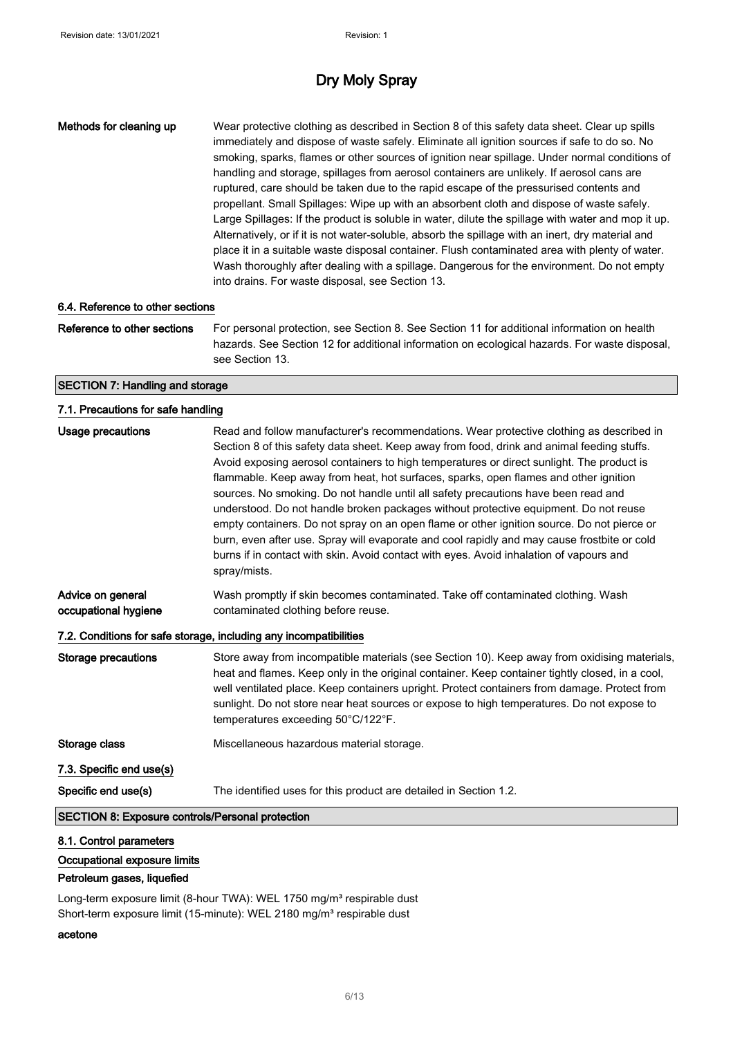**Methods for cleaning up** Wear protective clothing as described in Section 8 of this safety data sheet. Clear up spills immediately and dispose of waste safely. Eliminate all ignition sources if safe to do so. No smoking, sparks, flames or other sources of ignition near spillage. Under normal conditions of handling and storage, spillages from aerosol containers are unlikely. If aerosol cans are ruptured, care should be taken due to the rapid escape of the pressurised contents and propellant. Small Spillages: Wipe up with an absorbent cloth and dispose of waste safely. Large Spillages: If the product is soluble in water, dilute the spillage with water and mop it up. Alternatively, or if it is not water-soluble, absorb the spillage with an inert, dry material and place it in a suitable waste disposal container. Flush contaminated area with plenty of water. Wash thoroughly after dealing with a spillage. Dangerous for the environment. Do not empty into drains. For waste disposal, see Section 13.

### 6.4. Reference to other sections

**Reference to other sections** For personal protection, see Section 8. See Section 11 for additional information on health hazards. See Section 12 for additional information on ecological hazards. For waste disposal, see Section 13.

## SECTION 7: Handling and storage

### 7.1. Precautions for safe handling

**Usage precautions** Read and follow manufacturer's recommendations. Wear protective clothing as described in Section 8 of this safety data sheet. Keep away from food, drink and animal feeding stuffs. Avoid exposing aerosol containers to high temperatures or direct sunlight. The product is flammable. Keep away from heat, hot surfaces, sparks, open flames and other ignition sources. No smoking. Do not handle until all safety precautions have been read and understood. Do not handle broken packages without protective equipment. Do not reuse empty containers. Do not spray on an open flame or other ignition source. Do not pierce or burn, even after use. Spray will evaporate and cool rapidly and may cause frostbite or cold burns if in contact with skin. Avoid contact with eyes. Avoid inhalation of vapours and spray/mists.

**Advice on general occupational hygiene** Wash promptly if skin becomes contaminated. Take off contaminated clothing. Wash contaminated clothing before reuse.

### 7.2. Conditions for safe storage, including any incompatibilities

**Storage precautions** Store away from incompatible materials (see Section 10). Keep away from oxidising materials, heat and flames. Keep only in the original container. Keep container tightly closed, in a cool, well ventilated place. Keep containers upright. Protect containers from damage. Protect from sunlight. Do not store near heat sources or expose to high temperatures. Do not expose to temperatures exceeding 50°C/122°F.

**Storage class** Miscellaneous hazardous material storage.

### 7.3. Specific end use(s)

**Specific end use(s)** The identified uses for this product are detailed in Section 1.2.

## SECTION 8: Exposure controls/Personal protection

### 8.1. Control parameters

**Occupational exposure limits**

**Petroleum gases, liquefied**

Long-term exposure limit (8-hour TWA): WEL 1750 mg/m³ respirable dust
Short-term exposure limit (15-minute): WEL 2180 mg/m³ respirable dust

**acetone**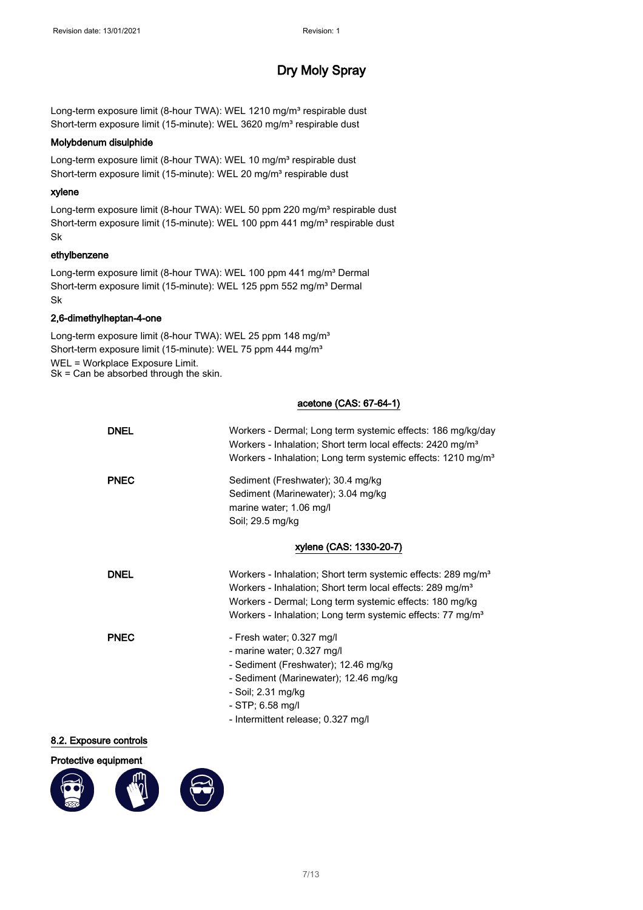Long-term exposure limit (8-hour TWA): WEL 1210 mg/m³ respirable dust
Short-term exposure limit (15-minute): WEL 3620 mg/m³ respirable dust

**Molybdenum disulphide**

Long-term exposure limit (8-hour TWA): WEL 10 mg/m³ respirable dust
Short-term exposure limit (15-minute): WEL 20 mg/m³ respirable dust

**xylene**

Long-term exposure limit (8-hour TWA): WEL 50 ppm 220 mg/m³ respirable dust
Short-term exposure limit (15-minute): WEL 100 ppm 441 mg/m³ respirable dust
Sk

**ethylbenzene**

Long-term exposure limit (8-hour TWA): WEL 100 ppm 441 mg/m³ Dermal
Short-term exposure limit (15-minute): WEL 125 ppm 552 mg/m³ Dermal
Sk

**2,6-dimethylheptan-4-one**

Long-term exposure limit (8-hour TWA): WEL 25 ppm 148 mg/m³
Short-term exposure limit (15-minute): WEL 75 ppm 444 mg/m³
WEL = Workplace Exposure Limit.
Sk = Can be absorbed through the skin.

**acetone (CAS: 67-64-1)**

| | |
|---|---|
| **DNEL** | Workers - Dermal; Long term systemic effects: 186 mg/kg/day<br>Workers - Inhalation; Short term local effects: 2420 mg/m³<br>Workers - Inhalation; Long term systemic effects: 1210 mg/m³ |
| **PNEC** | Sediment (Freshwater); 30.4 mg/kg<br>Sediment (Marinewater); 3.04 mg/kg<br>marine water; 1.06 mg/l<br>Soil; 29.5 mg/kg |

**xylene (CAS: 1330-20-7)**

| | |
|---|---|
| **DNEL** | Workers - Inhalation; Short term systemic effects: 289 mg/m³<br>Workers - Inhalation; Short term local effects: 289 mg/m³<br>Workers - Dermal; Long term systemic effects: 180 mg/kg<br>Workers - Inhalation; Long term systemic effects: 77 mg/m³ |
| **PNEC** | - Fresh water; 0.327 mg/l<br>- marine water; 0.327 mg/l<br>- Sediment (Freshwater); 12.46 mg/kg<br>- Sediment (Marinewater); 12.46 mg/kg<br>- Soil; 2.31 mg/kg<br>- STP; 6.58 mg/l<br>- Intermittent release; 0.327 mg/l |

## 8.2. Exposure controls

**Protective equipment**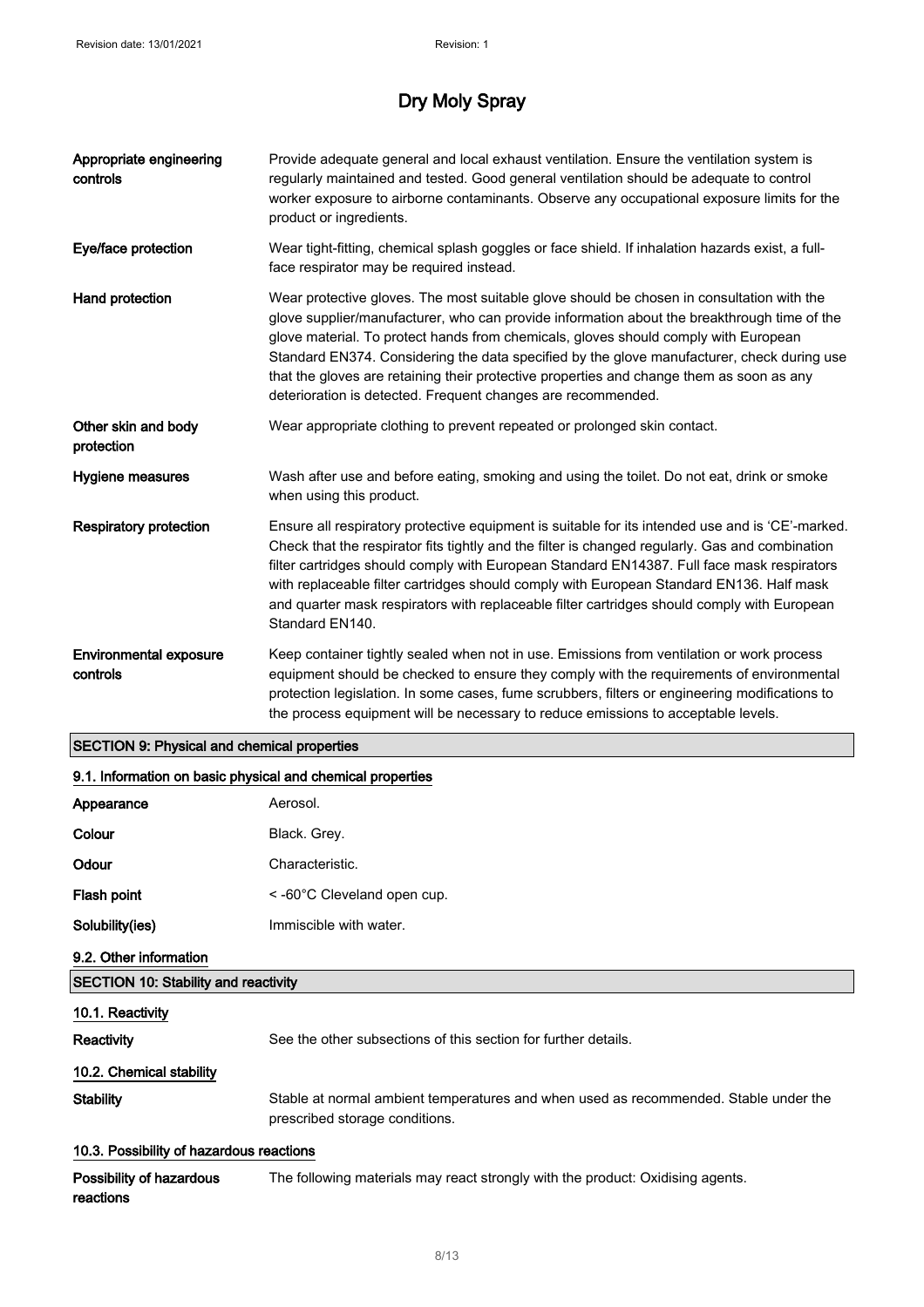| | |
|---|---|
| **Appropriate engineering controls** | Provide adequate general and local exhaust ventilation. Ensure the ventilation system is regularly maintained and tested. Good general ventilation should be adequate to control worker exposure to airborne contaminants. Observe any occupational exposure limits for the product or ingredients. |
| **Eye/face protection** | Wear tight-fitting, chemical splash goggles or face shield. If inhalation hazards exist, a full-face respirator may be required instead. |
| **Hand protection** | Wear protective gloves. The most suitable glove should be chosen in consultation with the glove supplier/manufacturer, who can provide information about the breakthrough time of the glove material. To protect hands from chemicals, gloves should comply with European Standard EN374. Considering the data specified by the glove manufacturer, check during use that the gloves are retaining their protective properties and change them as soon as any deterioration is detected. Frequent changes are recommended. |
| **Other skin and body protection** | Wear appropriate clothing to prevent repeated or prolonged skin contact. |
| **Hygiene measures** | Wash after use and before eating, smoking and using the toilet. Do not eat, drink or smoke when using this product. |
| **Respiratory protection** | Ensure all respiratory protective equipment is suitable for its intended use and is 'CE'-marked. Check that the respirator fits tightly and the filter is changed regularly. Gas and combination filter cartridges should comply with European Standard EN14387. Full face mask respirators with replaceable filter cartridges should comply with European Standard EN136. Half mask and quarter mask respirators with replaceable filter cartridges should comply with European Standard EN140. |
| **Environmental exposure controls** | Keep container tightly sealed when not in use. Emissions from ventilation or work process equipment should be checked to ensure they comply with the requirements of environmental protection legislation. In some cases, fume scrubbers, filters or engineering modifications to the process equipment will be necessary to reduce emissions to acceptable levels. |

## SECTION 9: Physical and chemical properties

### 9.1. Information on basic physical and chemical properties

| | |
|---|---|
| **Appearance** | Aerosol. |
| **Colour** | Black. Grey. |
| **Odour** | Characteristic. |
| **Flash point** | < -60°C Cleveland open cup. |
| **Solubility(ies)** | Immiscible with water. |

### 9.2. Other information

## SECTION 10: Stability and reactivity

### 10.1. Reactivity

| | |
|---|---|
| **Reactivity** | See the other subsections of this section for further details. |

### 10.2. Chemical stability

| | |
|---|---|
| **Stability** | Stable at normal ambient temperatures and when used as recommended. Stable under the prescribed storage conditions. |

### 10.3. Possibility of hazardous reactions

| | |
|---|---|
| **Possibility of hazardous reactions** | The following materials may react strongly with the product: Oxidising agents. |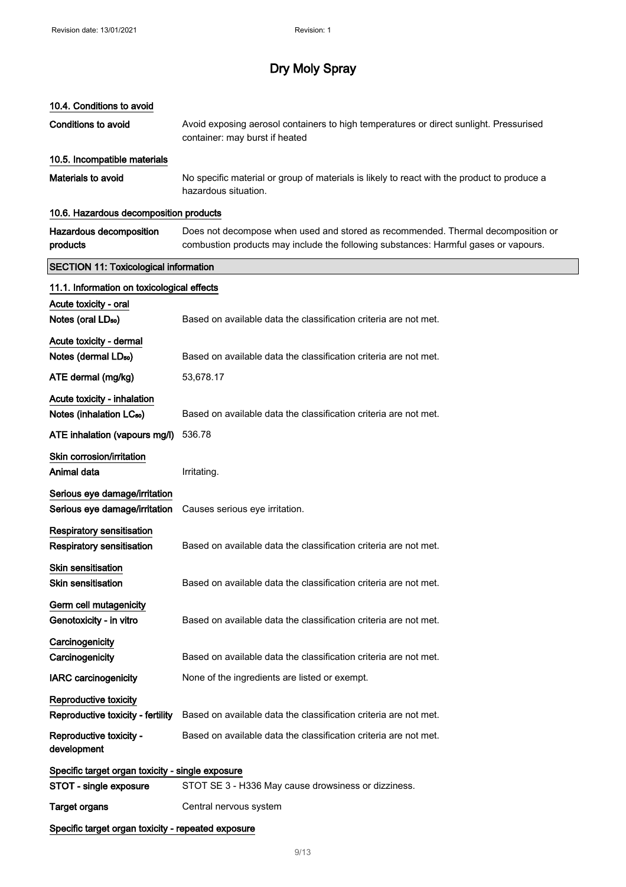### 10.4. Conditions to avoid

**Conditions to avoid** Avoid exposing aerosol containers to high temperatures or direct sunlight. Pressurised container: may burst if heated

### 10.5. Incompatible materials

**Materials to avoid** No specific material or group of materials is likely to react with the product to produce a hazardous situation.

### 10.6. Hazardous decomposition products

**Hazardous decomposition products** Does not decompose when used and stored as recommended. Thermal decomposition or combustion products may include the following substances: Harmful gases or vapours.

## SECTION 11: Toxicological information

### 11.1. Information on toxicological effects

**Acute toxicity - oral**

**Notes (oral $LD_{50}$)** Based on available data the classification criteria are not met.

**Acute toxicity - dermal**

**Notes (dermal $LD_{50}$)** Based on available data the classification criteria are not met.

**ATE dermal (mg/kg)** 53,678.17

**Acute toxicity - inhalation**

**Notes (inhalation $LC_{50}$)** Based on available data the classification criteria are not met.

**ATE inhalation (vapours mg/l)** 536.78

**Skin corrosion/irritation**

**Animal data** Irritating.

**Serious eye damage/irritation**

**Serious eye damage/irritation** Causes serious eye irritation.

**Respiratory sensitisation**

**Respiratory sensitisation** Based on available data the classification criteria are not met.

**Skin sensitisation**

**Skin sensitisation** Based on available data the classification criteria are not met.

**Germ cell mutagenicity**

**Genotoxicity - in vitro** Based on available data the classification criteria are not met.

**Carcinogenicity**

**Carcinogenicity** Based on available data the classification criteria are not met.

**IARC carcinogenicity** None of the ingredients are listed or exempt.

**Reproductive toxicity**

**Reproductive toxicity - fertility** Based on available data the classification criteria are not met.

**Reproductive toxicity - development** Based on available data the classification criteria are not met.

**Specific target organ toxicity - single exposure**

**STOT - single exposure** STOT SE 3 - H336 May cause drowsiness or dizziness.

**Target organs** Central nervous system

**Specific target organ toxicity - repeated exposure**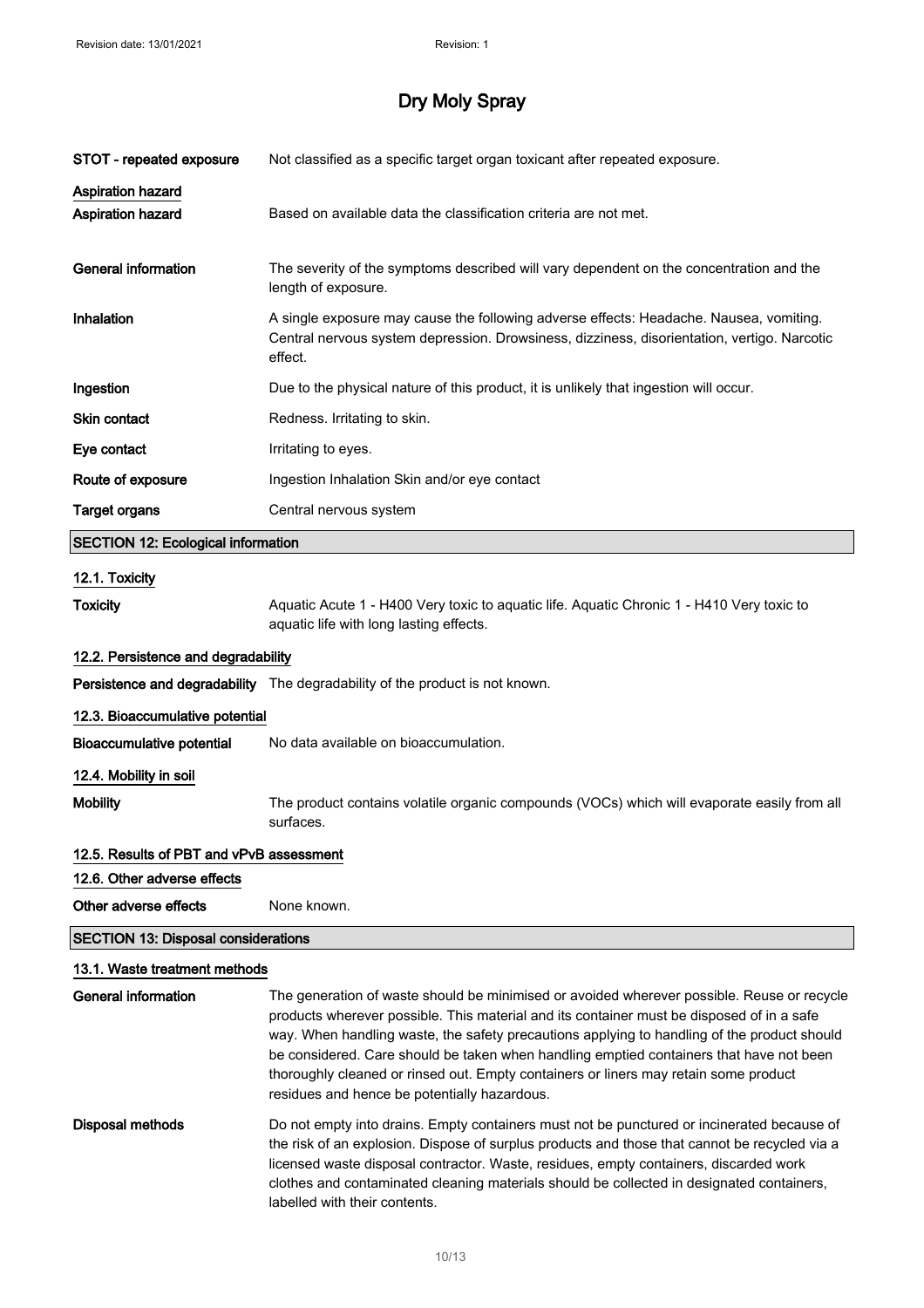| | |
|---|---|
| **STOT - repeated exposure** | Not classified as a specific target organ toxicant after repeated exposure. |

**Aspiration hazard**

| | |
|---|---|
| **Aspiration hazard** | Based on available data the classification criteria are not met. |
| **General information** | The severity of the symptoms described will vary dependent on the concentration and the length of exposure. |
| **Inhalation** | A single exposure may cause the following adverse effects: Headache. Nausea, vomiting. Central nervous system depression. Drowsiness, dizziness, disorientation, vertigo. Narcotic effect. |
| **Ingestion** | Due to the physical nature of this product, it is unlikely that ingestion will occur. |
| **Skin contact** | Redness. Irritating to skin. |
| **Eye contact** | Irritating to eyes. |
| **Route of exposure** | Ingestion Inhalation Skin and/or eye contact |
| **Target organs** | Central nervous system |

## SECTION 12: Ecological information

### 12.1. Toxicity

| | |
|---|---|
| **Toxicity** | Aquatic Acute 1 - H400 Very toxic to aquatic life. Aquatic Chronic 1 - H410 Very toxic to aquatic life with long lasting effects. |

### 12.2. Persistence and degradability

| | |
|---|---|
| **Persistence and degradability** | The degradability of the product is not known. |

### 12.3. Bioaccumulative potential

| | |
|---|---|
| **Bioaccumulative potential** | No data available on bioaccumulation. |

### 12.4. Mobility in soil

| | |
|---|---|
| **Mobility** | The product contains volatile organic compounds (VOCs) which will evaporate easily from all surfaces. |

### 12.5. Results of PBT and vPvB assessment

### 12.6. Other adverse effects

| | |
|---|---|
| **Other adverse effects** | None known. |

## SECTION 13: Disposal considerations

### 13.1. Waste treatment methods

| | |
|---|---|
| **General information** | The generation of waste should be minimised or avoided wherever possible. Reuse or recycle products wherever possible. This material and its container must be disposed of in a safe way. When handling waste, the safety precautions applying to handling of the product should be considered. Care should be taken when handling emptied containers that have not been thoroughly cleaned or rinsed out. Empty containers or liners may retain some product residues and hence be potentially hazardous. |
| **Disposal methods** | Do not empty into drains. Empty containers must not be punctured or incinerated because of the risk of an explosion. Dispose of surplus products and those that cannot be recycled via a licensed waste disposal contractor. Waste, residues, empty containers, discarded work clothes and contaminated cleaning materials should be collected in designated containers, labelled with their contents. |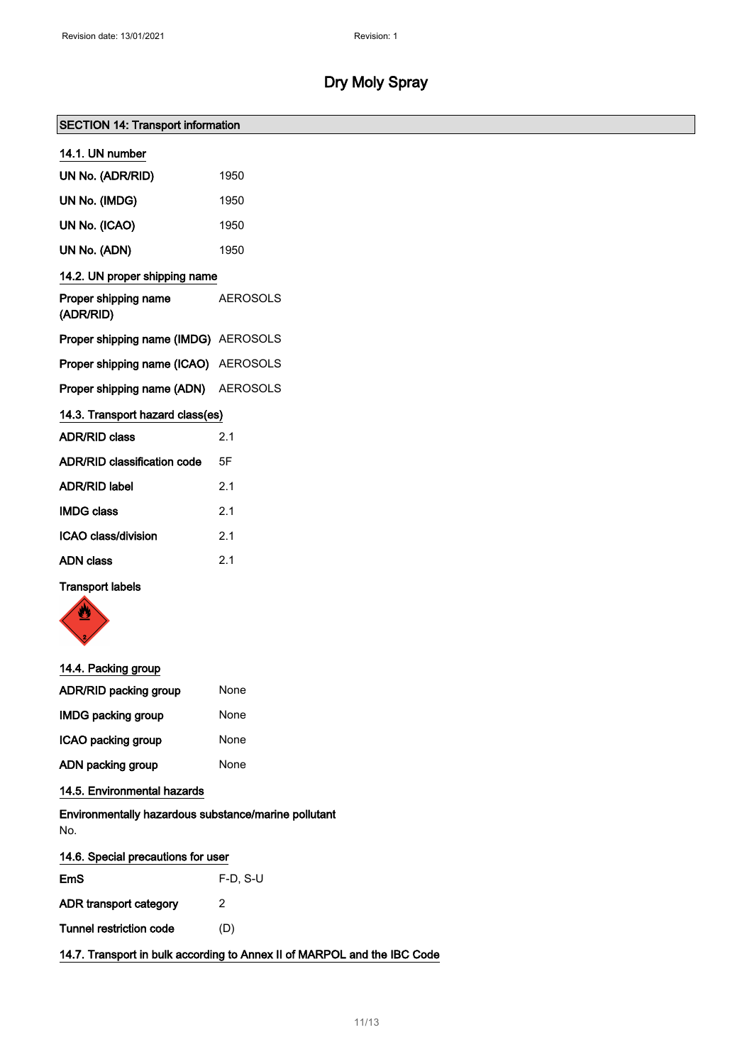# Dry Moly Spray

## SECTION 14: Transport information

### 14.1. UN number

| | |
|---|---|
| UN No. (ADR/RID) | 1950 |
| UN No. (IMDG) | 1950 |
| UN No. (ICAO) | 1950 |
| UN No. (ADN) | 1950 |

### 14.2. UN proper shipping name

| | |
|---|---|
| Proper shipping name (ADR/RID) | AEROSOLS |
| Proper shipping name (IMDG) | AEROSOLS |
| Proper shipping name (ICAO) | AEROSOLS |
| Proper shipping name (ADN) | AEROSOLS |

### 14.3. Transport hazard class(es)

| | |
|---|---|
| ADR/RID class | 2.1 |
| ADR/RID classification code | 5F |
| ADR/RID label | 2.1 |
| IMDG class | 2.1 |
| ICAO class/division | 2.1 |
| ADN class | 2.1 |

**Transport labels**

### 14.4. Packing group

| | |
|---|---|
| ADR/RID packing group | None |
| IMDG packing group | None |
| ICAO packing group | None |
| ADN packing group | None |

### 14.5. Environmental hazards

**Environmentally hazardous substance/marine pollutant**

No.

### 14.6. Special precautions for user

| | |
|---|---|
| EmS | F-D, S-U |
| ADR transport category | 2 |
| Tunnel restriction code | (D) |

### 14.7. Transport in bulk according to Annex II of MARPOL and the IBC Code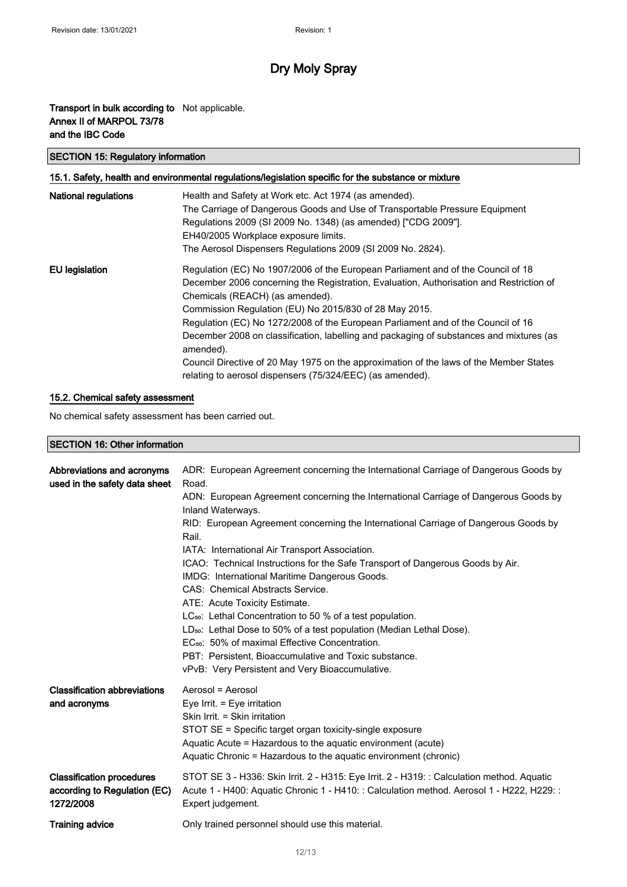# Dry Moly Spray

| | |
|---|---|
| **Transport in bulk according to Annex II of MARPOL 73/78 and the IBC Code** | Not applicable. |

## SECTION 15: Regulatory information

### 15.1. Safety, health and environmental regulations/legislation specific for the substance or mixture

| | |
|---|---|
| **National regulations** | Health and Safety at Work etc. Act 1974 (as amended).<br>The Carriage of Dangerous Goods and Use of Transportable Pressure Equipment Regulations 2009 (SI 2009 No. 1348) (as amended) ["CDG 2009"].<br>EH40/2005 Workplace exposure limits.<br>The Aerosol Dispensers Regulations 2009 (SI 2009 No. 2824). |
| **EU legislation** | Regulation (EC) No 1907/2006 of the European Parliament and of the Council of 18 December 2006 concerning the Registration, Evaluation, Authorisation and Restriction of Chemicals (REACH) (as amended).<br>Commission Regulation (EU) No 2015/830 of 28 May 2015.<br>Regulation (EC) No 1272/2008 of the European Parliament and of the Council of 16 December 2008 on classification, labelling and packaging of substances and mixtures (as amended).<br>Council Directive of 20 May 1975 on the approximation of the laws of the Member States relating to aerosol dispensers (75/324/EEC) (as amended). |

### 15.2. Chemical safety assessment

No chemical safety assessment has been carried out.

## SECTION 16: Other information

| | |
|---|---|
| **Abbreviations and acronyms used in the safety data sheet** | ADR: European Agreement concerning the International Carriage of Dangerous Goods by Road.<br>ADN: European Agreement concerning the International Carriage of Dangerous Goods by Inland Waterways.<br>RID: European Agreement concerning the International Carriage of Dangerous Goods by Rail.<br>IATA: International Air Transport Association.<br>ICAO: Technical Instructions for the Safe Transport of Dangerous Goods by Air.<br>IMDG: International Maritime Dangerous Goods.<br>CAS: Chemical Abstracts Service.<br>ATE: Acute Toxicity Estimate.<br>$LC_{50}$: Lethal Concentration to 50 % of a test population.<br>$LD_{50}$: Lethal Dose to 50% of a test population (Median Lethal Dose).<br>$EC_{50}$: 50% of maximal Effective Concentration.<br>PBT: Persistent, Bioaccumulative and Toxic substance.<br>vPvB: Very Persistent and Very Bioaccumulative. |
| **Classification abbreviations and acronyms** | Aerosol = Aerosol<br>Eye Irrit. = Eye irritation<br>Skin Irrit. = Skin irritation<br>STOT SE = Specific target organ toxicity-single exposure<br>Aquatic Acute = Hazardous to the aquatic environment (acute)<br>Aquatic Chronic = Hazardous to the aquatic environment (chronic) |
| **Classification procedures according to Regulation (EC) 1272/2008** | STOT SE 3 - H336: Skin Irrit. 2 - H315: Eye Irrit. 2 - H319: : Calculation method. Aquatic Acute 1 - H400: Aquatic Chronic 1 - H410: : Calculation method. Aerosol 1 - H222, H229: : Expert judgement. |
| **Training advice** | Only trained personnel should use this material. |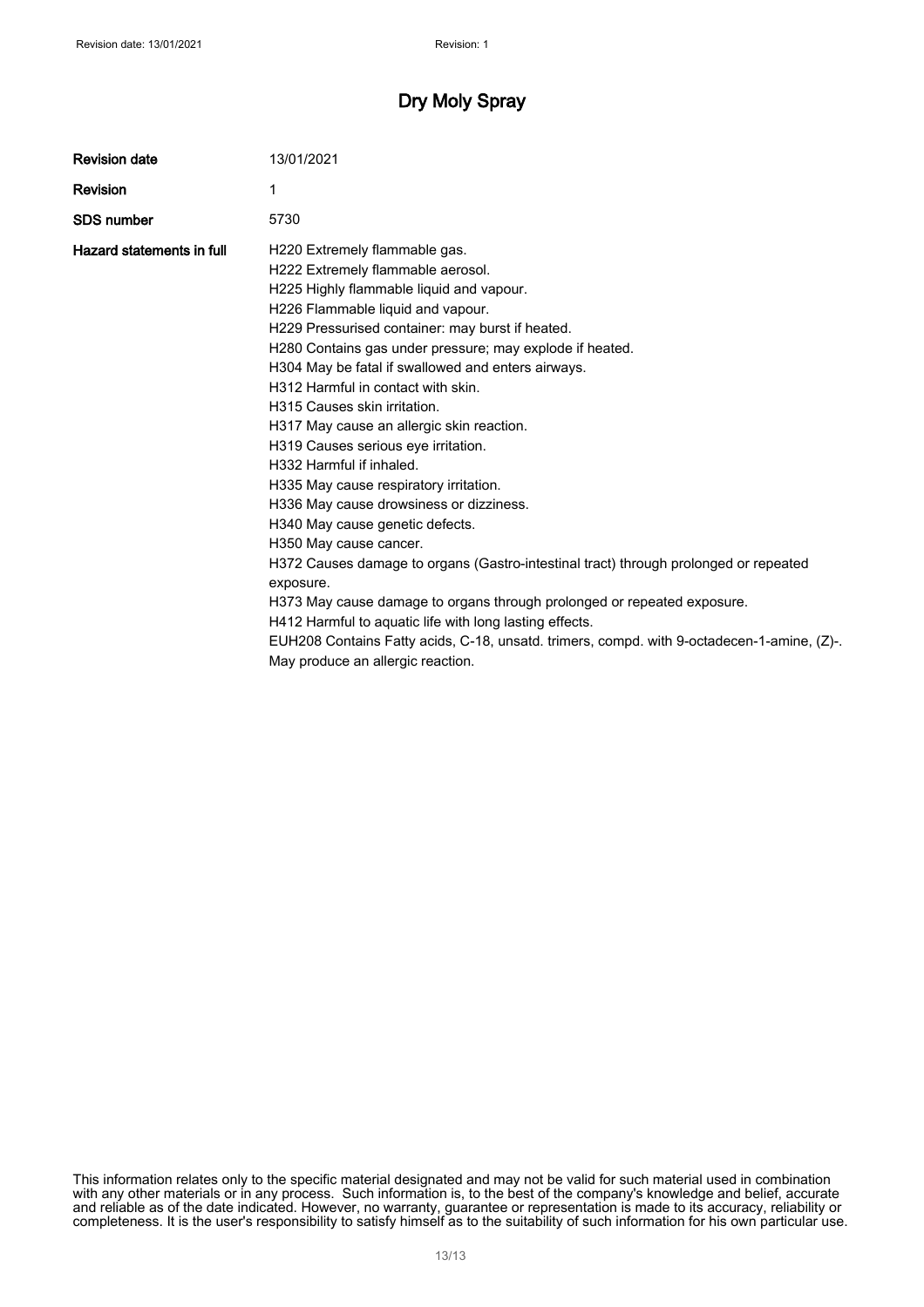# Dry Moly Spray

| | |
|---|---|
| **Revision date** | 13/01/2021 |
| **Revision** | 1 |
| **SDS number** | 5730 |
| **Hazard statements in full** | H220 Extremely flammable gas.<br>H222 Extremely flammable aerosol.<br>H225 Highly flammable liquid and vapour.<br>H226 Flammable liquid and vapour.<br>H229 Pressurised container: may burst if heated.<br>H280 Contains gas under pressure; may explode if heated.<br>H304 May be fatal if swallowed and enters airways.<br>H312 Harmful in contact with skin.<br>H315 Causes skin irritation.<br>H317 May cause an allergic skin reaction.<br>H319 Causes serious eye irritation.<br>H332 Harmful if inhaled.<br>H335 May cause respiratory irritation.<br>H336 May cause drowsiness or dizziness.<br>H340 May cause genetic defects.<br>H350 May cause cancer.<br>H372 Causes damage to organs (Gastro-intestinal tract) through prolonged or repeated exposure.<br>H373 May cause damage to organs through prolonged or repeated exposure.<br>H412 Harmful to aquatic life with long lasting effects.<br>EUH208 Contains Fatty acids, C-18, unsatd. trimers, compd. with 9-octadecen-1-amine, (Z)-. May produce an allergic reaction. |

This information relates only to the specific material designated and may not be valid for such material used in combination with any other materials or in any process. Such information is, to the best of the company's knowledge and belief, accurate and reliable as of the date indicated. However, no warranty, guarantee or representation is made to its accuracy, reliability or completeness. It is the user's responsibility to satisfy himself as to the suitability of such information for his own particular use.